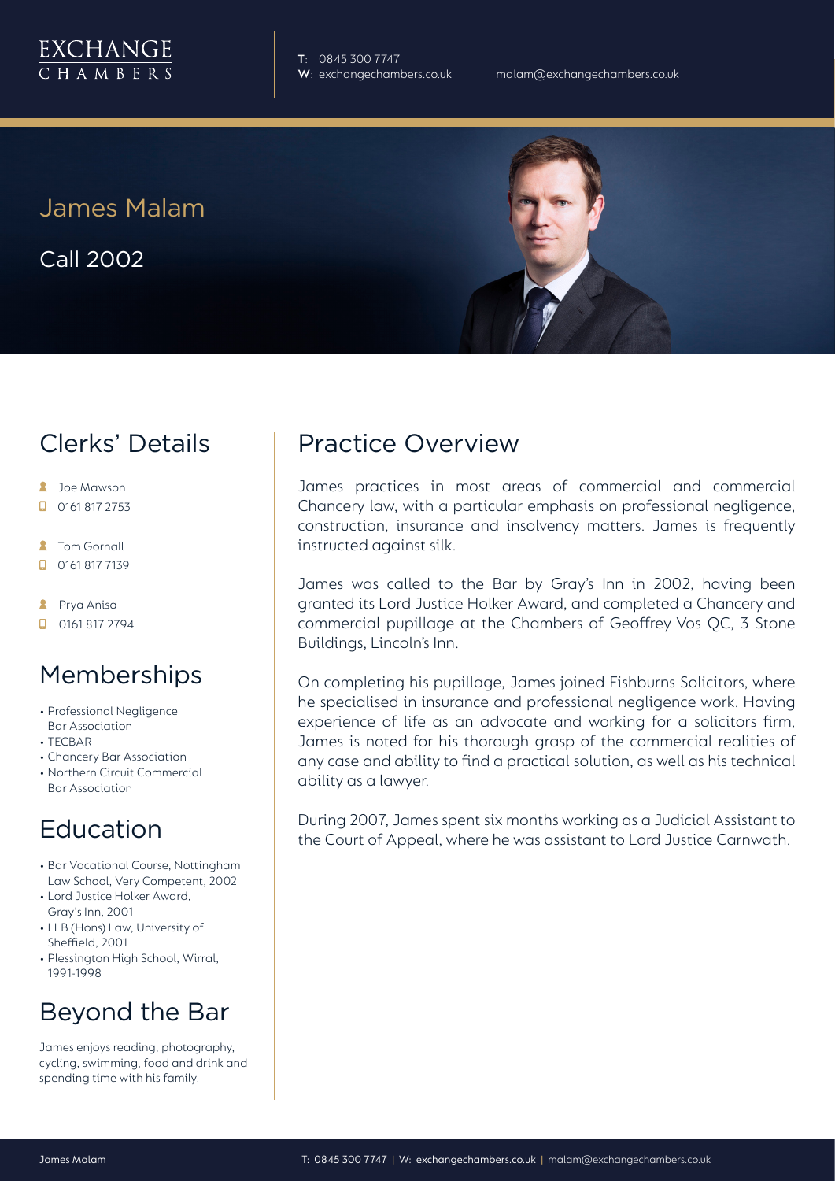EXCHANGE CHAMBERS

**T**: 0845 300 7747
**W**: exchangechambers.co.uk

malam@exchangechambers.co.uk

# James Malam

Call 2002

## Clerks' Details

- Joe Mawson
- 0161 817 2753
- Tom Gornall
- 0161 817 7139
- Prya Anisa
- 0161 817 2794

## Memberships

- Professional Negligence Bar Association
- TECBAR
- Chancery Bar Association
- Northern Circuit Commercial Bar Association

## Education

- Bar Vocational Course, Nottingham Law School, Very Competent, 2002
- Lord Justice Holker Award, Gray's Inn, 2001
- LLB (Hons) Law, University of Sheffield, 2001
- Plessington High School, Wirral, 1991-1998

## Beyond the Bar

James enjoys reading, photography, cycling, swimming, food and drink and spending time with his family.

## Practice Overview

James practices in most areas of commercial and commercial Chancery law, with a particular emphasis on professional negligence, construction, insurance and insolvency matters. James is frequently instructed against silk.

James was called to the Bar by Gray's Inn in 2002, having been granted its Lord Justice Holker Award, and completed a Chancery and commercial pupillage at the Chambers of Geoffrey Vos QC, 3 Stone Buildings, Lincoln's Inn.

On completing his pupillage, James joined Fishburns Solicitors, where he specialised in insurance and professional negligence work. Having experience of life as an advocate and working for a solicitors firm, James is noted for his thorough grasp of the commercial realities of any case and ability to find a practical solution, as well as his technical ability as a lawyer.

During 2007, James spent six months working as a Judicial Assistant to the Court of Appeal, where he was assistant to Lord Justice Carnwath.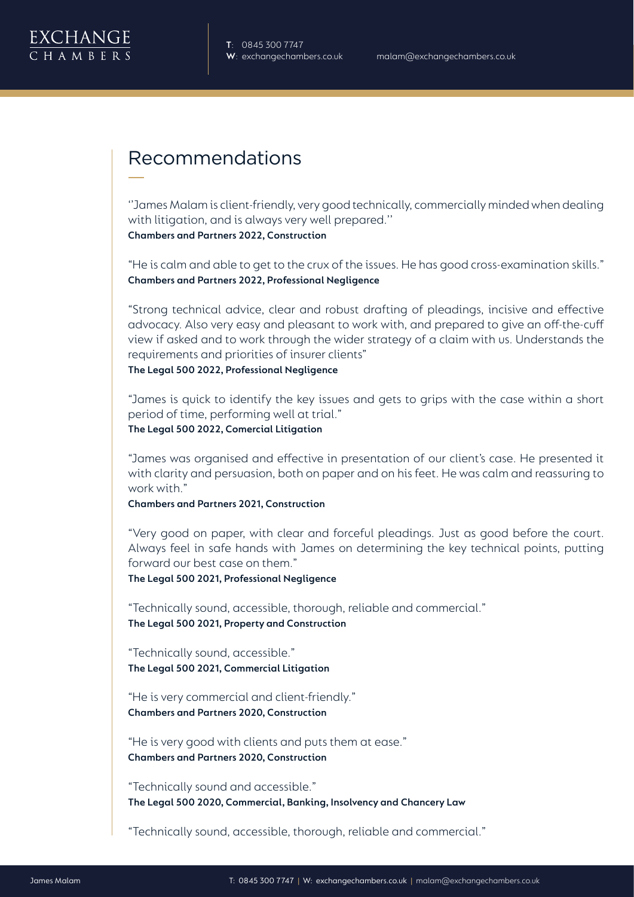## Recommendations

''James Malam is client-friendly, very good technically, commercially minded when dealing with litigation, and is always very well prepared.''
**Chambers and Partners 2022, Construction**

"He is calm and able to get to the crux of the issues. He has good cross-examination skills."
**Chambers and Partners 2022, Professional Negligence**

"Strong technical advice, clear and robust drafting of pleadings, incisive and effective advocacy. Also very easy and pleasant to work with, and prepared to give an off-the-cuff view if asked and to work through the wider strategy of a claim with us. Understands the requirements and priorities of insurer clients"
**The Legal 500 2022, Professional Negligence**

"James is quick to identify the key issues and gets to grips with the case within a short period of time, performing well at trial."
**The Legal 500 2022, Comercial Litigation**

"James was organised and effective in presentation of our client's case. He presented it with clarity and persuasion, both on paper and on his feet. He was calm and reassuring to work with."
**Chambers and Partners 2021, Construction**

"Very good on paper, with clear and forceful pleadings. Just as good before the court. Always feel in safe hands with James on determining the key technical points, putting forward our best case on them."
**The Legal 500 2021, Professional Negligence**

"Technically sound, accessible, thorough, reliable and commercial."
**The Legal 500 2021, Property and Construction**

"Technically sound, accessible."
**The Legal 500 2021, Commercial Litigation**

"He is very commercial and client-friendly."
**Chambers and Partners 2020, Construction**

"He is very good with clients and puts them at ease."
**Chambers and Partners 2020, Construction**

"Technically sound and accessible."
**The Legal 500 2020, Commercial, Banking, Insolvency and Chancery Law**

"Technically sound, accessible, thorough, reliable and commercial."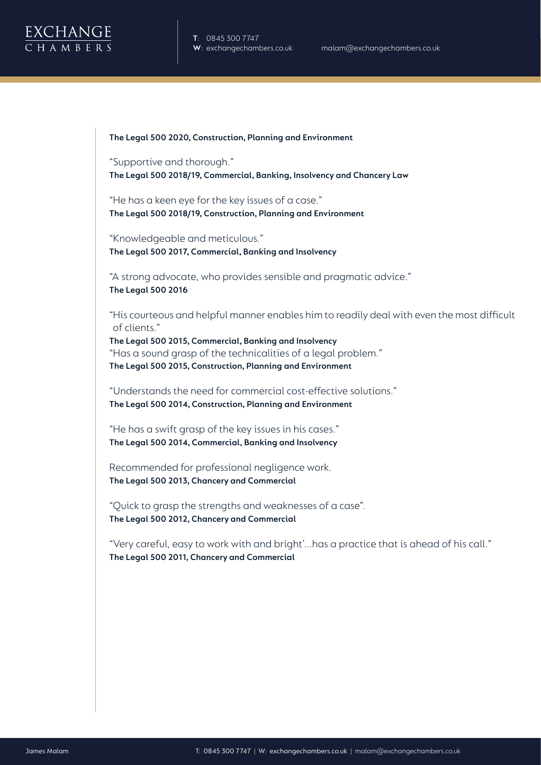**The Legal 500 2020, Construction, Planning and Environment**

"Supportive and thorough."
**The Legal 500 2018/19, Commercial, Banking, Insolvency and Chancery Law**

"He has a keen eye for the key issues of a case."
**The Legal 500 2018/19, Construction, Planning and Environment**

"Knowledgeable and meticulous."
**The Legal 500 2017, Commercial, Banking and Insolvency**

"A strong advocate, who provides sensible and pragmatic advice."
**The Legal 500 2016**

"His courteous and helpful manner enables him to readily deal with even the most difficult of clients."
**The Legal 500 2015, Commercial, Banking and Insolvency**
"Has a sound grasp of the technicalities of a legal problem."
**The Legal 500 2015, Construction, Planning and Environment**

"Understands the need for commercial cost-effective solutions."
**The Legal 500 2014, Construction, Planning and Environment**

"He has a swift grasp of the key issues in his cases."
**The Legal 500 2014, Commercial, Banking and Insolvency**

Recommended for professional negligence work.
**The Legal 500 2013, Chancery and Commercial**

"Quick to grasp the strengths and weaknesses of a case".
**The Legal 500 2012, Chancery and Commercial**

"Very careful, easy to work with and bright'...has a practice that is ahead of his call."
**The Legal 500 2011, Chancery and Commercial**